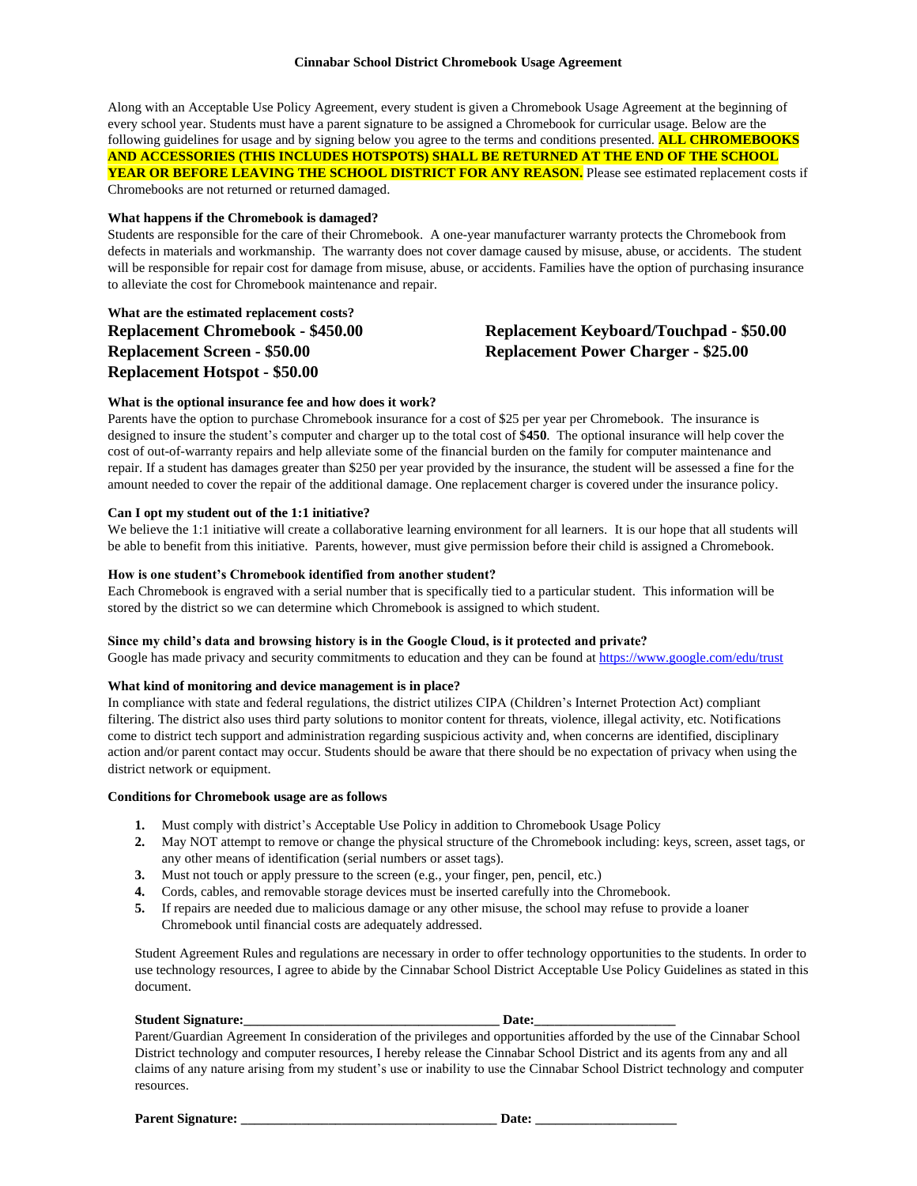# Cinnabar School District Chromebook Usage Agreement

Along with an Acceptable Use Policy Agreement, every student is given a Chromebook Usage Agreement at the beginning of every school year. Students must have a parent signature to be assigned a Chromebook for curricular usage. Below are the following guidelines for usage and by signing below you agree to the terms and conditions presented. **ALL CHROMEBOOKS AND ACCESSORIES (THIS INCLUDES HOTSPOTS) SHALL BE RETURNED AT THE END OF THE SCHOOL YEAR OR BEFORE LEAVING THE SCHOOL DISTRICT FOR ANY REASON.** Please see estimated replacement costs if Chromebooks are not returned or returned damaged.

**What happens if the Chromebook is damaged?**

Students are responsible for the care of their Chromebook. A one-year manufacturer warranty protects the Chromebook from defects in materials and workmanship. The warranty does not cover damage caused by misuse, abuse, or accidents. The student will be responsible for repair cost for damage from misuse, abuse, or accidents. Families have the option of purchasing insurance to alleviate the cost for Chromebook maintenance and repair.

**What are the estimated replacement costs?**

**Replacement Chromebook - $450.00**
**Replacement Screen - $50.00**
**Replacement Hotspot - $50.00**
**Replacement Keyboard/Touchpad - $50.00**
**Replacement Power Charger - $25.00**

**What is the optional insurance fee and how does it work?**

Parents have the option to purchase Chromebook insurance for a cost of $25 per year per Chromebook. The insurance is designed to insure the student's computer and charger up to the total cost of $**450**. The optional insurance will help cover the cost of out-of-warranty repairs and help alleviate some of the financial burden on the family for computer maintenance and repair. If a student has damages greater than $250 per year provided by the insurance, the student will be assessed a fine for the amount needed to cover the repair of the additional damage. One replacement charger is covered under the insurance policy.

**Can I opt my student out of the 1:1 initiative?**

We believe the 1:1 initiative will create a collaborative learning environment for all learners. It is our hope that all students will be able to benefit from this initiative. Parents, however, must give permission before their child is assigned a Chromebook.

**How is one student's Chromebook identified from another student?**

Each Chromebook is engraved with a serial number that is specifically tied to a particular student. This information will be stored by the district so we can determine which Chromebook is assigned to which student.

**Since my child's data and browsing history is in the Google Cloud, is it protected and private?**

Google has made privacy and security commitments to education and they can be found at https://www.google.com/edu/trust

**What kind of monitoring and device management is in place?**

In compliance with state and federal regulations, the district utilizes CIPA (Children's Internet Protection Act) compliant filtering. The district also uses third party solutions to monitor content for threats, violence, illegal activity, etc. Notifications come to district tech support and administration regarding suspicious activity and, when concerns are identified, disciplinary action and/or parent contact may occur. Students should be aware that there should be no expectation of privacy when using the district network or equipment.

**Conditions for Chromebook usage are as follows**

1. Must comply with district's Acceptable Use Policy in addition to Chromebook Usage Policy
2. May NOT attempt to remove or change the physical structure of the Chromebook including: keys, screen, asset tags, or any other means of identification (serial numbers or asset tags).
3. Must not touch or apply pressure to the screen (e.g., your finger, pen, pencil, etc.)
4. Cords, cables, and removable storage devices must be inserted carefully into the Chromebook.
5. If repairs are needed due to malicious damage or any other misuse, the school may refuse to provide a loaner Chromebook until financial costs are adequately addressed.

Student Agreement Rules and regulations are necessary in order to offer technology opportunities to the students. In order to use technology resources, I agree to abide by the Cinnabar School District Acceptable Use Policy Guidelines as stated in this document.

**Student Signature:**\_\_\_\_\_\_\_\_\_\_\_\_\_\_\_\_\_\_\_\_\_\_\_\_\_\_\_\_\_\_\_\_\_\_\_\_ **Date:**\_\_\_\_\_\_\_\_\_\_\_\_\_\_\_\_\_\_\_\_

Parent/Guardian Agreement In consideration of the privileges and opportunities afforded by the use of the Cinnabar School District technology and computer resources, I hereby release the Cinnabar School District and its agents from any and all claims of any nature arising from my student's use or inability to use the Cinnabar School District technology and computer resources.

**Parent Signature:** \_\_\_\_\_\_\_\_\_\_\_\_\_\_\_\_\_\_\_\_\_\_\_\_\_\_\_\_\_\_\_\_\_\_\_\_ **Date:** \_\_\_\_\_\_\_\_\_\_\_\_\_\_\_\_\_\_\_\_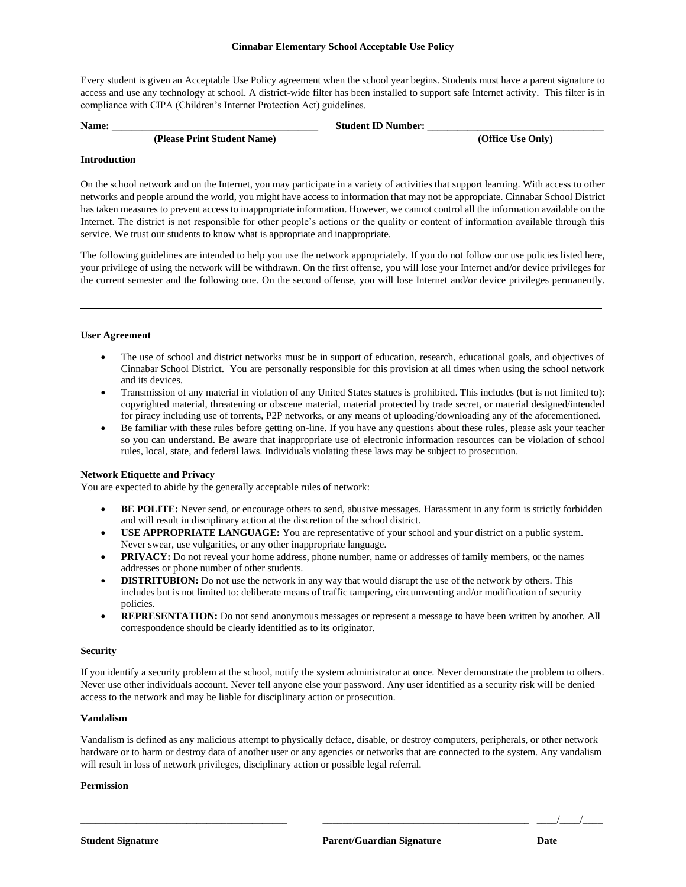**Cinnabar Elementary School Acceptable Use Policy**

Every student is given an Acceptable Use Policy agreement when the school year begins. Students must have a parent signature to access and use any technology at school. A district-wide filter has been installed to support safe Internet activity. This filter is in compliance with CIPA (Children's Internet Protection Act) guidelines.

**Name:** ________________________________________ **Student ID Number:** __________________________________

**(Please Print Student Name)** **(Office Use Only)**

**Introduction**

On the school network and on the Internet, you may participate in a variety of activities that support learning. With access to other networks and people around the world, you might have access to information that may not be appropriate. Cinnabar School District has taken measures to prevent access to inappropriate information. However, we cannot control all the information available on the Internet. The district is not responsible for other people's actions or the quality or content of information available through this service. We trust our students to know what is appropriate and inappropriate.

The following guidelines are intended to help you use the network appropriately. If you do not follow our use policies listed here, your privilege of using the network will be withdrawn. On the first offense, you will lose your Internet and/or device privileges for the current semester and the following one. On the second offense, you will lose Internet and/or device privileges permanently.

---

**User Agreement**

- The use of school and district networks must be in support of education, research, educational goals, and objectives of Cinnabar School District. You are personally responsible for this provision at all times when using the school network and its devices.
- Transmission of any material in violation of any United States statues is prohibited. This includes (but is not limited to): copyrighted material, threatening or obscene material, material protected by trade secret, or material designed/intended for piracy including use of torrents, P2P networks, or any means of uploading/downloading any of the aforementioned.
- Be familiar with these rules before getting on-line. If you have any questions about these rules, please ask your teacher so you can understand. Be aware that inappropriate use of electronic information resources can be violation of school rules, local, state, and federal laws. Individuals violating these laws may be subject to prosecution.

**Network Etiquette and Privacy**

You are expected to abide by the generally acceptable rules of network:

- **BE POLITE:** Never send, or encourage others to send, abusive messages. Harassment in any form is strictly forbidden and will result in disciplinary action at the discretion of the school district.
- **USE APPROPRIATE LANGUAGE:** You are representative of your school and your district on a public system. Never swear, use vulgarities, or any other inappropriate language.
- **PRIVACY:** Do not reveal your home address, phone number, name or addresses of family members, or the names addresses or phone number of other students.
- **DISTRITUBION:** Do not use the network in any way that would disrupt the use of the network by others. This includes but is not limited to: deliberate means of traffic tampering, circumventing and/or modification of security policies.
- **REPRESENTATION:** Do not send anonymous messages or represent a message to have been written by another. All correspondence should be clearly identified as to its originator.

**Security**

If you identify a security problem at the school, notify the system administrator at once. Never demonstrate the problem to others. Never use other individuals account. Never tell anyone else your password. Any user identified as a security risk will be denied access to the network and may be liable for disciplinary action or prosecution.

**Vandalism**

Vandalism is defined as any malicious attempt to physically deface, disable, or destroy computers, peripherals, or other network hardware or to harm or destroy data of another user or any agencies or networks that are connected to the system. Any vandalism will result in loss of network privileges, disciplinary action or possible legal referral.

**Permission**

________________________________________ ________________________________________ ____/____/____

**Student Signature** **Parent/Guardian Signature** **Date**